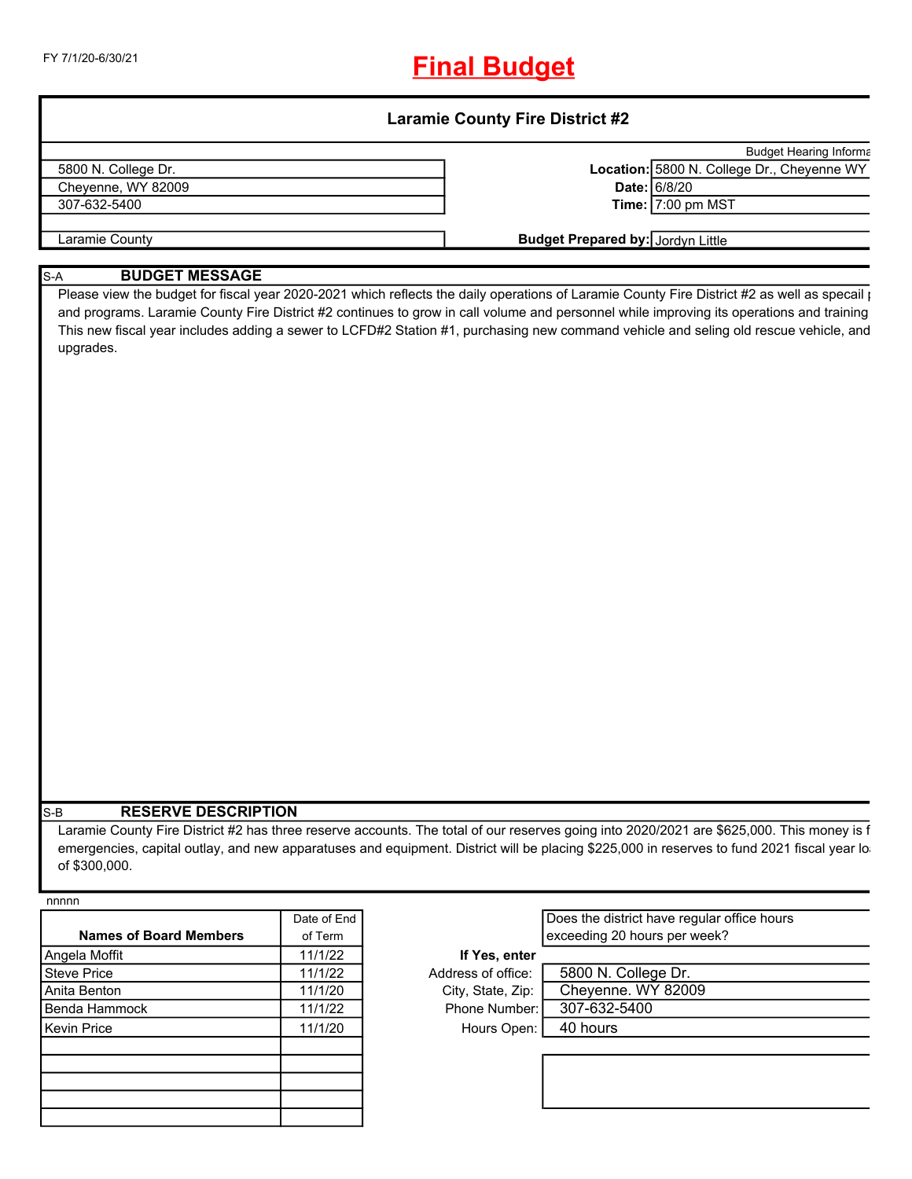FY 7/1/20-6/30/21

# Final Budget

## Laramie County Fire District #2

| | |
|---|---|
| 5800 N. College Dr. | |
| Cheyenne, WY 82009 | |
| 307-632-5400 | |
| Laramie County | |

Budget Hearing Informa

| | |
|---|---|
| **Location:** | 5800 N. College Dr., Cheyenne WY |
| **Date:** | 6/8/20 |
| **Time:** | 7:00 pm MST |
| **Budget Prepared by:** | Jordyn Little |

### S-A BUDGET MESSAGE

Please view the budget for fiscal year 2020-2021 which reflects the daily operations of Laramie County Fire District #2 as well as specail p and programs. Laramie County Fire District #2 continues to grow in call volume and personnel while improving its operations and training This new fiscal year includes adding a sewer to LCFD#2 Station #1, purchasing new command vehicle and seling old rescue vehicle, and upgrades.

### S-B RESERVE DESCRIPTION

Laramie County Fire District #2 has three reserve accounts. The total of our reserves going into 2020/2021 are $625,000. This money is f emergencies, capital outlay, and new apparatuses and equipment. District will be placing $225,000 in reserves to fund 2021 fiscal year lo of $300,000.

nnnnn

| Names of Board Members | Date of End of Term |
|---|---|
| Angela Moffit | 11/1/22 |
| Steve Price | 11/1/22 |
| Anita Benton | 11/1/20 |
| Benda Hammock | 11/1/22 |
| Kevin Price | 11/1/20 |
| | |
| | |
| | |
| | |
| | |

Does the district have regular office hours exceeding 20 hours per week?

**If Yes, enter**

| | |
|---|---|
| Address of office: | 5800 N. College Dr. |
| City, State, Zip: | Cheyenne. WY 82009 |
| Phone Number: | 307-632-5400 |
| Hours Open: | 40 hours |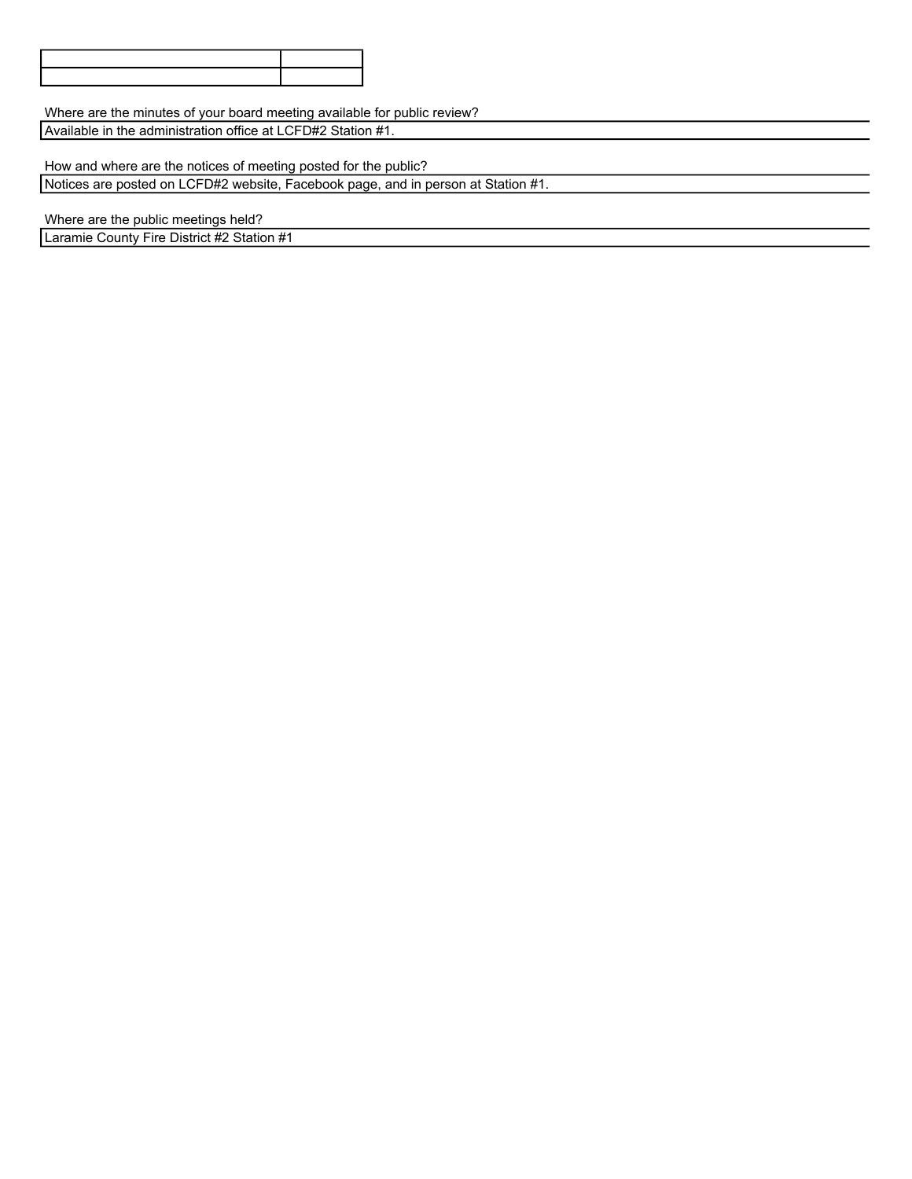| | |
|---|---|
| | |

Where are the minutes of your board meeting available for public review?

Available in the administration office at LCFD#2 Station #1.

How and where are the notices of meeting posted for the public?

Notices are posted on LCFD#2 website, Facebook page, and in person at Station #1.

Where are the public meetings held?

Laramie County Fire District #2 Station #1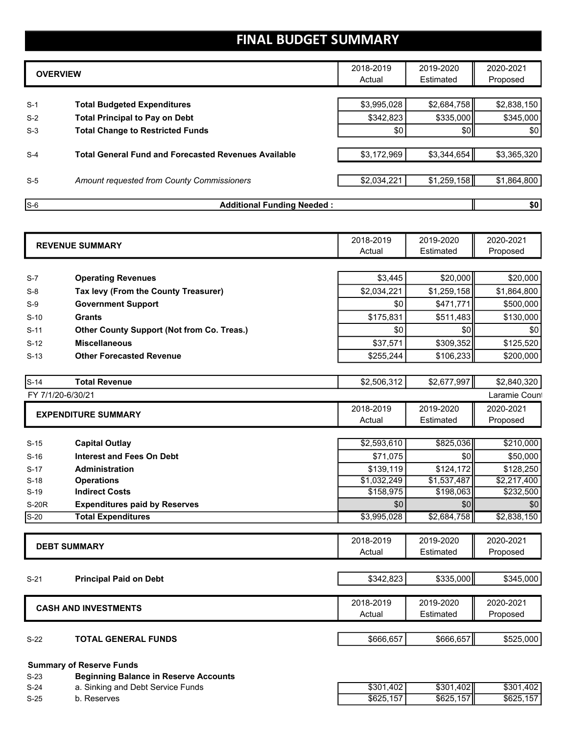# FINAL BUDGET SUMMARY

| | OVERVIEW | 2018-2019 Actual | 2019-2020 Estimated | 2020-2021 Proposed |
|---|---|---|---|---|
| S-1 | **Total Budgeted Expenditures** | $3,995,028 | $2,684,758 | $2,838,150 |
| S-2 | **Total Principal to Pay on Debt** | $342,823 | $335,000 | $345,000 |
| S-3 | **Total Change to Restricted Funds** | $0 | $0 | $0 |
| S-4 | **Total General Fund and Forecasted Revenues Available** | $3,172,969 | $3,344,654 | $3,365,320 |
| S-5 | *Amount requested from County Commissioners* | $2,034,221 | $1,259,158 | $1,864,800 |
| S-6 | **Additional Funding Needed :** | | | **$0** |

| | REVENUE SUMMARY | 2018-2019 Actual | 2019-2020 Estimated | 2020-2021 Proposed |
|---|---|---|---|---|
| S-7 | **Operating Revenues** | $3,445 | $20,000 | $20,000 |
| S-8 | **Tax levy (From the County Treasurer)** | $2,034,221 | $1,259,158 | $1,864,800 |
| S-9 | **Government Support** | $0 | $471,771 | $500,000 |
| S-10 | **Grants** | $175,831 | $511,483 | $130,000 |
| S-11 | **Other County Support (Not from Co. Treas.)** | $0 | $0 | $0 |
| S-12 | **Miscellaneous** | $37,571 | $309,352 | $125,520 |
| S-13 | **Other Forecasted Revenue** | $255,244 | $106,233 | $200,000 |
| S-14 | **Total Revenue** | $2,506,312 | $2,677,997 | $2,840,320 |

FY 7/1/20-6/30/21 Laramie Count

| | EXPENDITURE SUMMARY | 2018-2019 Actual | 2019-2020 Estimated | 2020-2021 Proposed |
|---|---|---|---|---|
| S-15 | **Capital Outlay** | $2,593,610 | $825,036 | $210,000 |
| S-16 | **Interest and Fees On Debt** | $71,075 | $0 | $50,000 |
| S-17 | **Administration** | $139,119 | $124,172 | $128,250 |
| S-18 | **Operations** | $1,032,249 | $1,537,487 | $2,217,400 |
| S-19 | **Indirect Costs** | $158,975 | $198,063 | $232,500 |
| S-20R | **Expenditures paid by Reserves** | $0 | $0 | $0 |
| S-20 | **Total Expenditures** | $3,995,028 | $2,684,758 | $2,838,150 |

| | DEBT SUMMARY | 2018-2019 Actual | 2019-2020 Estimated | 2020-2021 Proposed |
|---|---|---|---|---|
| S-21 | **Principal Paid on Debt** | $342,823 | $335,000 | $345,000 |

| | CASH AND INVESTMENTS | 2018-2019 Actual | 2019-2020 Estimated | 2020-2021 Proposed |
|---|---|---|---|---|
| S-22 | **TOTAL GENERAL FUNDS** | $666,657 | $666,657 | $525,000 |

**Summary of Reserve Funds**

| | | 2018-2019 | 2019-2020 | 2020-2021 |
|---|---|---|---|---|
| S-23 | **Beginning Balance in Reserve Accounts** | | | |
| S-24 | a. Sinking and Debt Service Funds | $301,402 | $301,402 | $301,402 |
| S-25 | b. Reserves | $625,157 | $625,157 | $625,157 |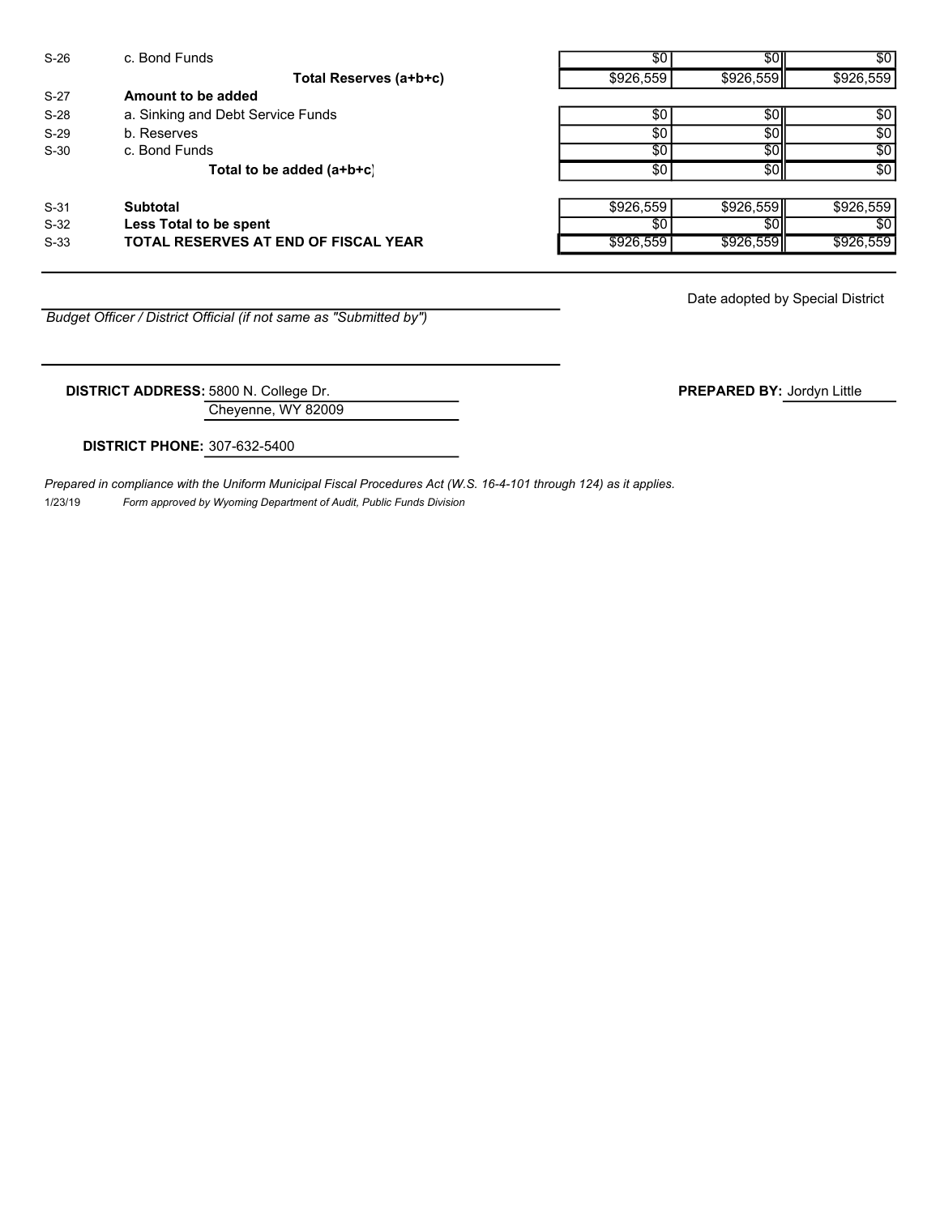| | | | | |
|---|---|---|---|---|
| S-26 | c. Bond Funds | $0 | $0 | $0 |
| | **Total Reserves (a+b+c)** | $926,559 | $926,559 | $926,559 |
| S-27 | **Amount to be added** | | | |
| S-28 | a. Sinking and Debt Service Funds | $0 | $0 | $0 |
| S-29 | b. Reserves | $0 | $0 | $0 |
| S-30 | c. Bond Funds | $0 | $0 | $0 |
| | **Total to be added (a+b+c)** | $0 | $0 | $0 |
| S-31 | **Subtotal** | $926,559 | $926,559 | $926,559 |
| S-32 | **Less Total to be spent** | $0 | $0 | $0 |
| S-33 | **TOTAL RESERVES AT END OF FISCAL YEAR** | $926,559 | $926,559 | $926,559 |

Date adopted by Special District

*Budget Officer / District Official (if not same as "Submitted by")*

**DISTRICT ADDRESS:** 5800 N. College Dr.
Cheyenne, WY 82009

**PREPARED BY:** Jordyn Little

**DISTRICT PHONE:** 307-632-5400

*Prepared in compliance with the Uniform Municipal Fiscal Procedures Act (W.S. 16-4-101 through 124) as it applies.*

1/23/19 *Form approved by Wyoming Department of Audit, Public Funds Division*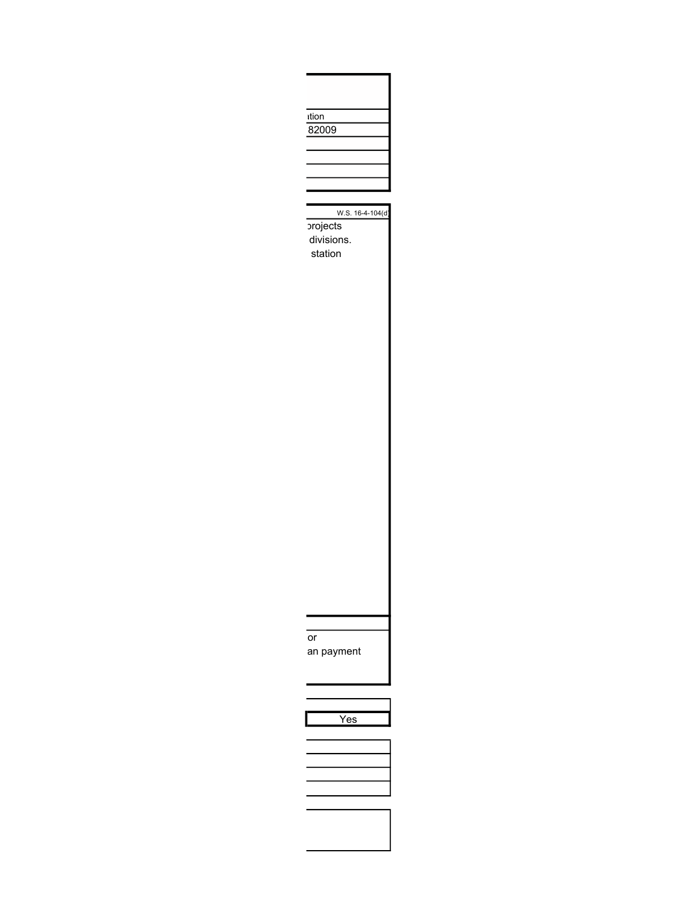ation

82009

W.S. 16-4-104(d)

projects

divisions.

station

or

an payment

Yes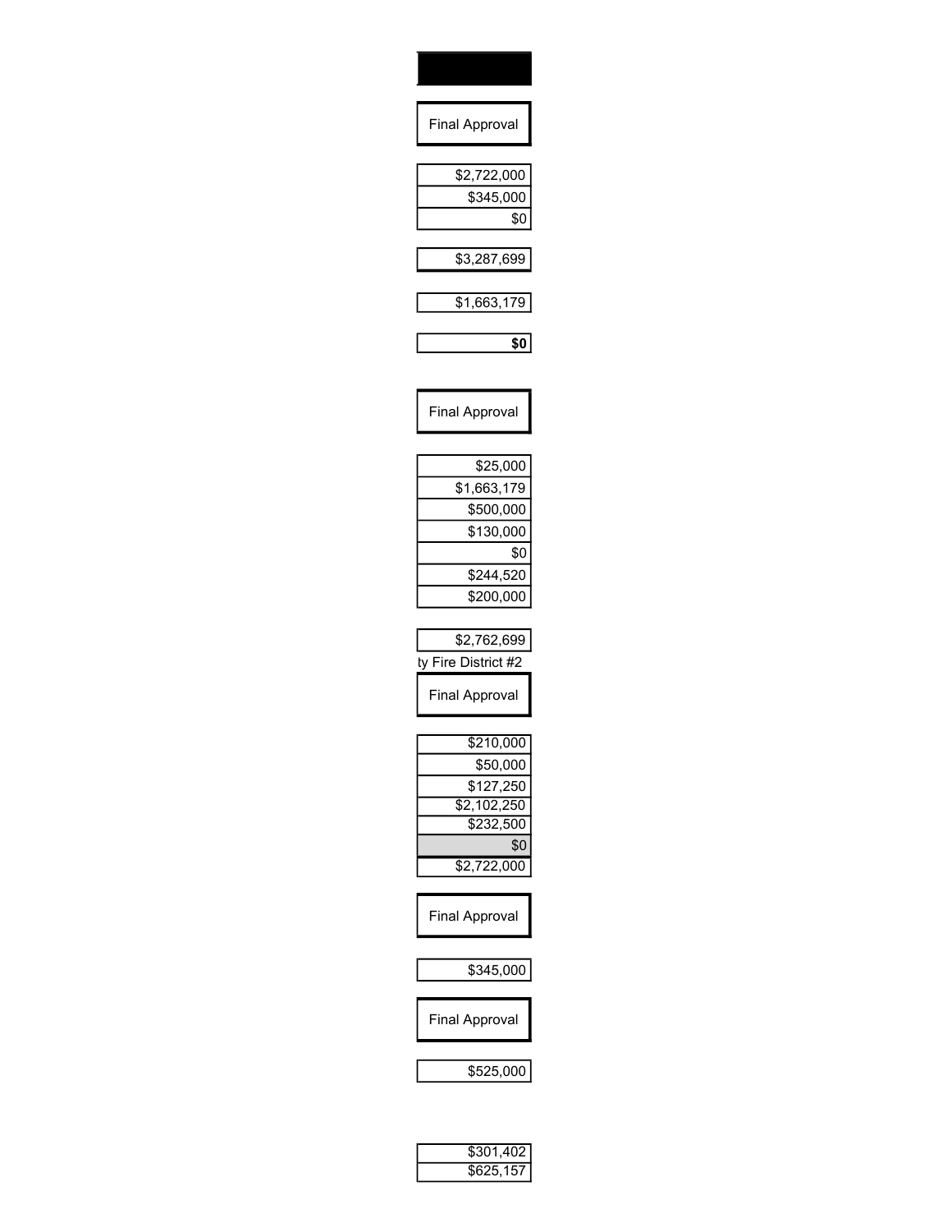| Final Approval |
| --- |
| $2,722,000 |
| $345,000 |
| $0 |

| $3,287,699 |
| --- |

| $1,663,179 |
| --- |

| **$0** |
| --- |

| Final Approval |
| --- |
| $25,000 |
| $1,663,179 |
| $500,000 |
| $130,000 |
| $0 |
| $244,520 |
| $200,000 |

| $2,762,699 |
| --- |

ty Fire District #2

| Final Approval |
| --- |
| $210,000 |
| $50,000 |
| $127,250 |
| $2,102,250 |
| $232,500 |
| $0 |
| $2,722,000 |

| Final Approval |
| --- |
| $345,000 |

| Final Approval |
| --- |
| $525,000 |

| $301,402 |
| --- |
| $625,157 |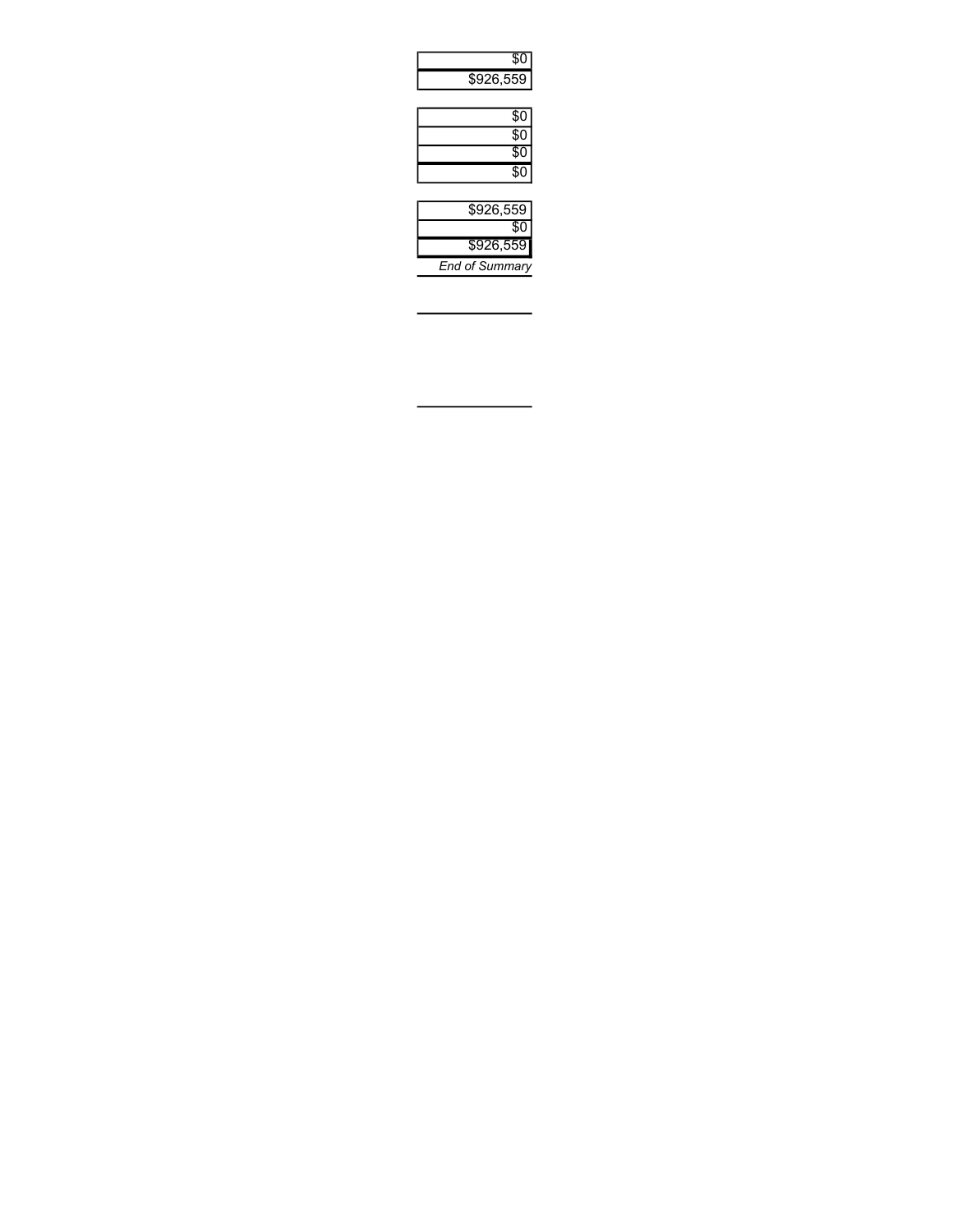| |
|---|
| $0 |
| $926,559 |

| |
|---|
| $0 |
| $0 |
| $0 |
| $0 |

| |
|---|
| $926,559 |
| $0 |
| $926,559 |

*End of Summary*